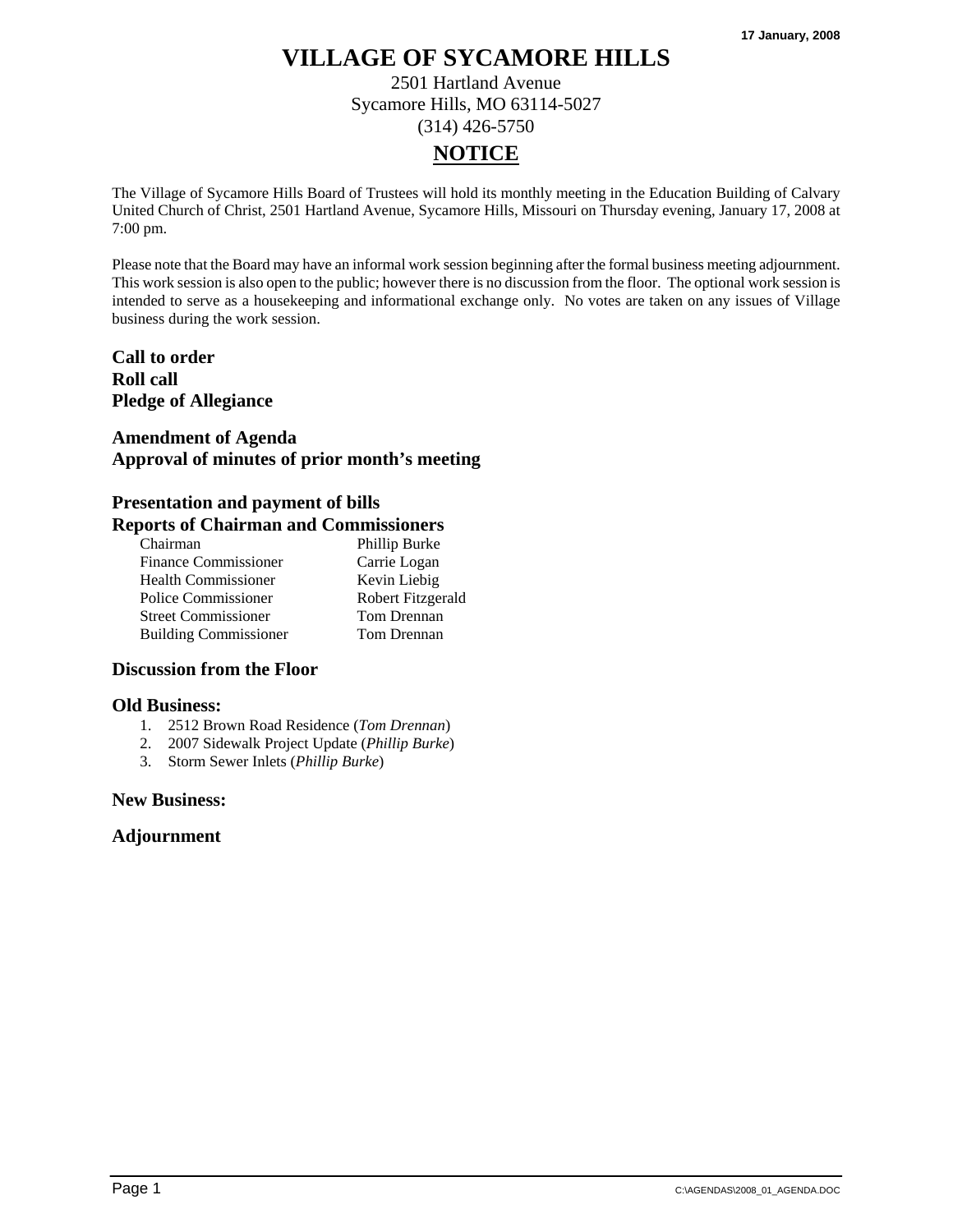17 January, 2008

# VILLAGE OF SYCAMORE HILLS

2501 Hartland Avenue
Sycamore Hills, MO 63114-5027
(314) 426-5750

## NOTICE

The Village of Sycamore Hills Board of Trustees will hold its monthly meeting in the Education Building of Calvary United Church of Christ, 2501 Hartland Avenue, Sycamore Hills, Missouri on Thursday evening, January 17, 2008 at 7:00 pm.

Please note that the Board may have an informal work session beginning after the formal business meeting adjournment. This work session is also open to the public; however there is no discussion from the floor. The optional work session is intended to serve as a housekeeping and informational exchange only. No votes are taken on any issues of Village business during the work session.

**Call to order**
**Roll call**
**Pledge of Allegiance**

**Amendment of Agenda**
**Approval of minutes of prior month's meeting**

**Presentation and payment of bills**
**Reports of Chairman and Commissioners**

| | |
|---|---|
| Chairman | Phillip Burke |
| Finance Commissioner | Carrie Logan |
| Health Commissioner | Kevin Liebig |
| Police Commissioner | Robert Fitzgerald |
| Street Commissioner | Tom Drennan |
| Building Commissioner | Tom Drennan |

**Discussion from the Floor**

**Old Business:**

1. 2512 Brown Road Residence (*Tom Drennan*)
2. 2007 Sidewalk Project Update (*Phillip Burke*)
3. Storm Sewer Inlets (*Phillip Burke*)

**New Business:**

**Adjournment**

C:\AGENDAS\2008_01_AGENDA.DOC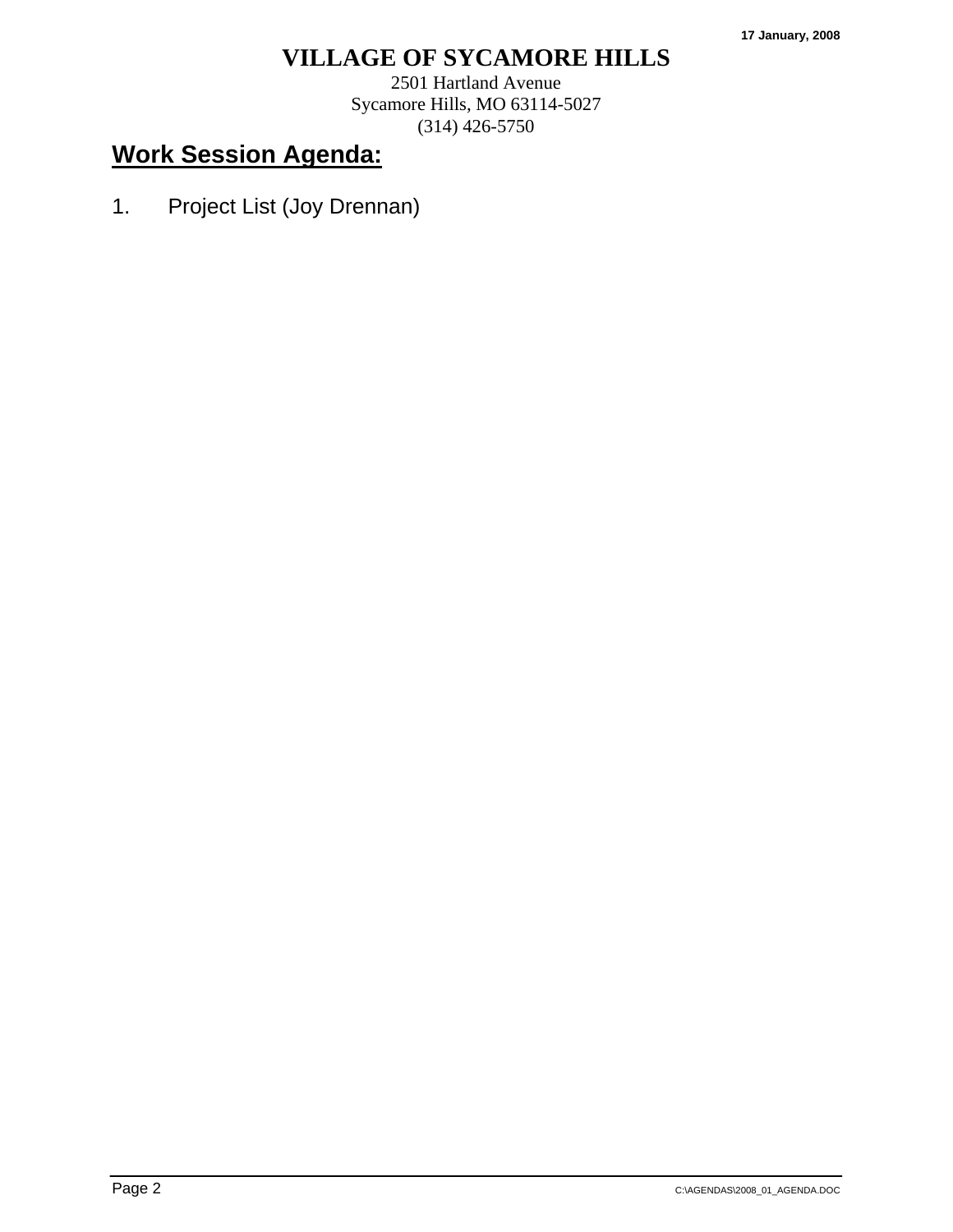# VILLAGE OF SYCAMORE HILLS

2501 Hartland Avenue
Sycamore Hills, MO 63114-5027
(314) 426-5750

## Work Session Agenda:

1. Project List (Joy Drennan)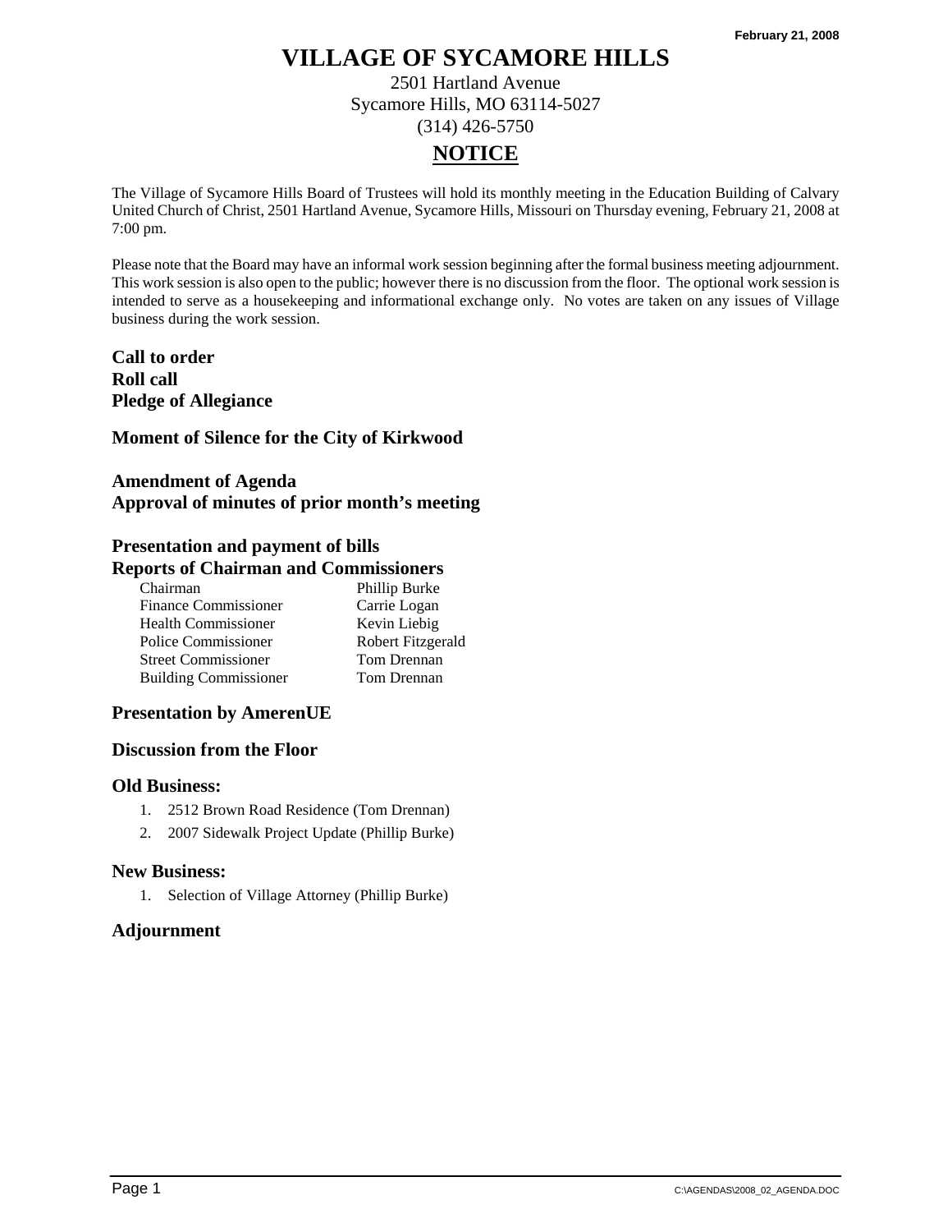February 21, 2008

# VILLAGE OF SYCAMORE HILLS

2501 Hartland Avenue
Sycamore Hills, MO 63114-5027
(314) 426-5750

## NOTICE

The Village of Sycamore Hills Board of Trustees will hold its monthly meeting in the Education Building of Calvary United Church of Christ, 2501 Hartland Avenue, Sycamore Hills, Missouri on Thursday evening, February 21, 2008 at 7:00 pm.

Please note that the Board may have an informal work session beginning after the formal business meeting adjournment. This work session is also open to the public; however there is no discussion from the floor. The optional work session is intended to serve as a housekeeping and informational exchange only. No votes are taken on any issues of Village business during the work session.

**Call to order**
**Roll call**
**Pledge of Allegiance**

**Moment of Silence for the City of Kirkwood**

**Amendment of Agenda**
**Approval of minutes of prior month's meeting**

**Presentation and payment of bills**
**Reports of Chairman and Commissioners**

| | |
|---|---|
| Chairman | Phillip Burke |
| Finance Commissioner | Carrie Logan |
| Health Commissioner | Kevin Liebig |
| Police Commissioner | Robert Fitzgerald |
| Street Commissioner | Tom Drennan |
| Building Commissioner | Tom Drennan |

**Presentation by AmerenUE**

**Discussion from the Floor**

**Old Business:**

1. 2512 Brown Road Residence (Tom Drennan)
2. 2007 Sidewalk Project Update (Phillip Burke)

**New Business:**

1. Selection of Village Attorney (Phillip Burke)

**Adjournment**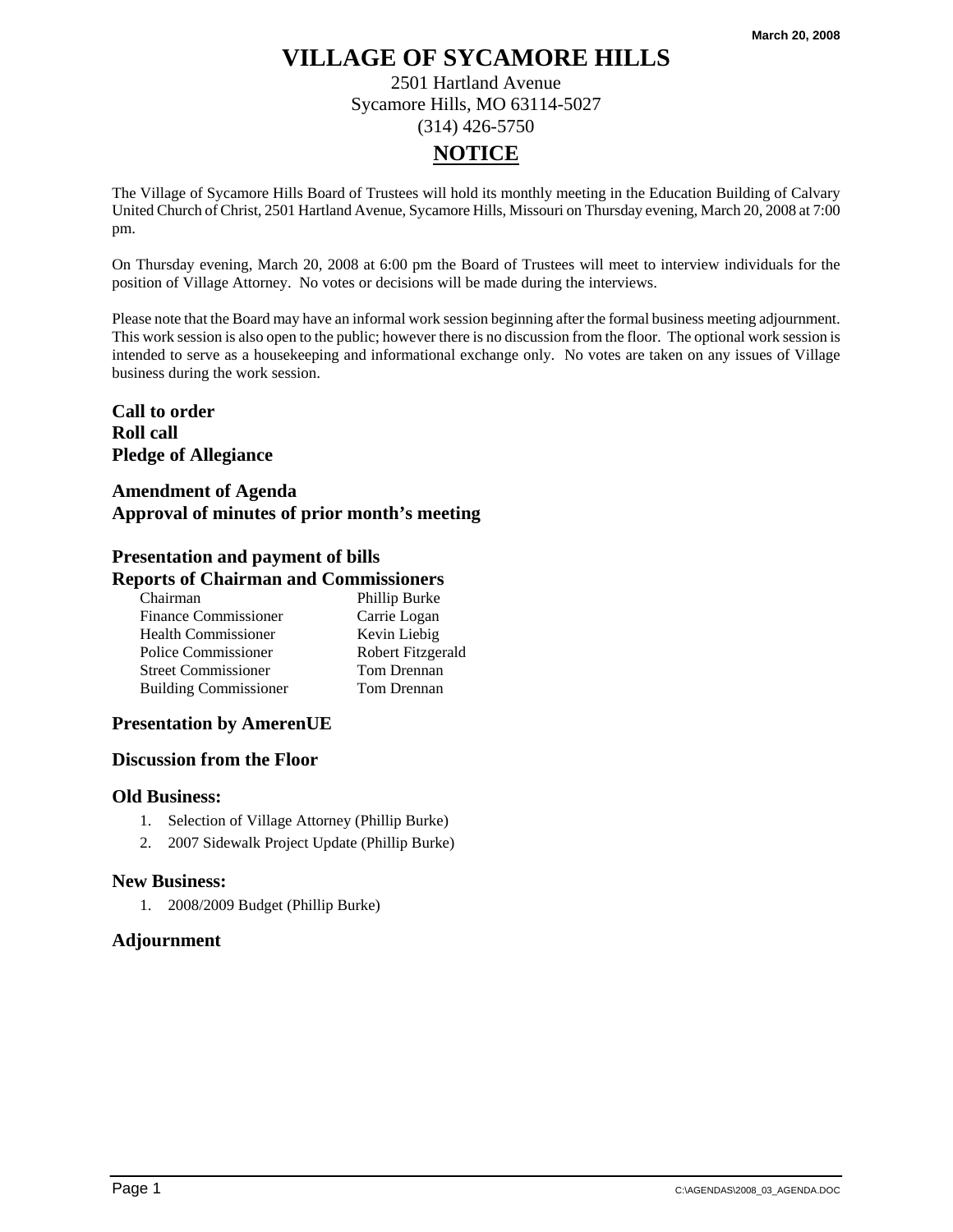March 20, 2008

# VILLAGE OF SYCAMORE HILLS

2501 Hartland Avenue
Sycamore Hills, MO 63114-5027
(314) 426-5750

## NOTICE

The Village of Sycamore Hills Board of Trustees will hold its monthly meeting in the Education Building of Calvary United Church of Christ, 2501 Hartland Avenue, Sycamore Hills, Missouri on Thursday evening, March 20, 2008 at 7:00 pm.

On Thursday evening, March 20, 2008 at 6:00 pm the Board of Trustees will meet to interview individuals for the position of Village Attorney. No votes or decisions will be made during the interviews.

Please note that the Board may have an informal work session beginning after the formal business meeting adjournment. This work session is also open to the public; however there is no discussion from the floor. The optional work session is intended to serve as a housekeeping and informational exchange only. No votes are taken on any issues of Village business during the work session.

**Call to order**
**Roll call**
**Pledge of Allegiance**

**Amendment of Agenda**
**Approval of minutes of prior month's meeting**

**Presentation and payment of bills**
**Reports of Chairman and Commissioners**

| | |
|---|---|
| Chairman | Phillip Burke |
| Finance Commissioner | Carrie Logan |
| Health Commissioner | Kevin Liebig |
| Police Commissioner | Robert Fitzgerald |
| Street Commissioner | Tom Drennan |
| Building Commissioner | Tom Drennan |

**Presentation by AmerenUE**

**Discussion from the Floor**

**Old Business:**

1. Selection of Village Attorney (Phillip Burke)
2. 2007 Sidewalk Project Update (Phillip Burke)

**New Business:**

1. 2008/2009 Budget (Phillip Burke)

**Adjournment**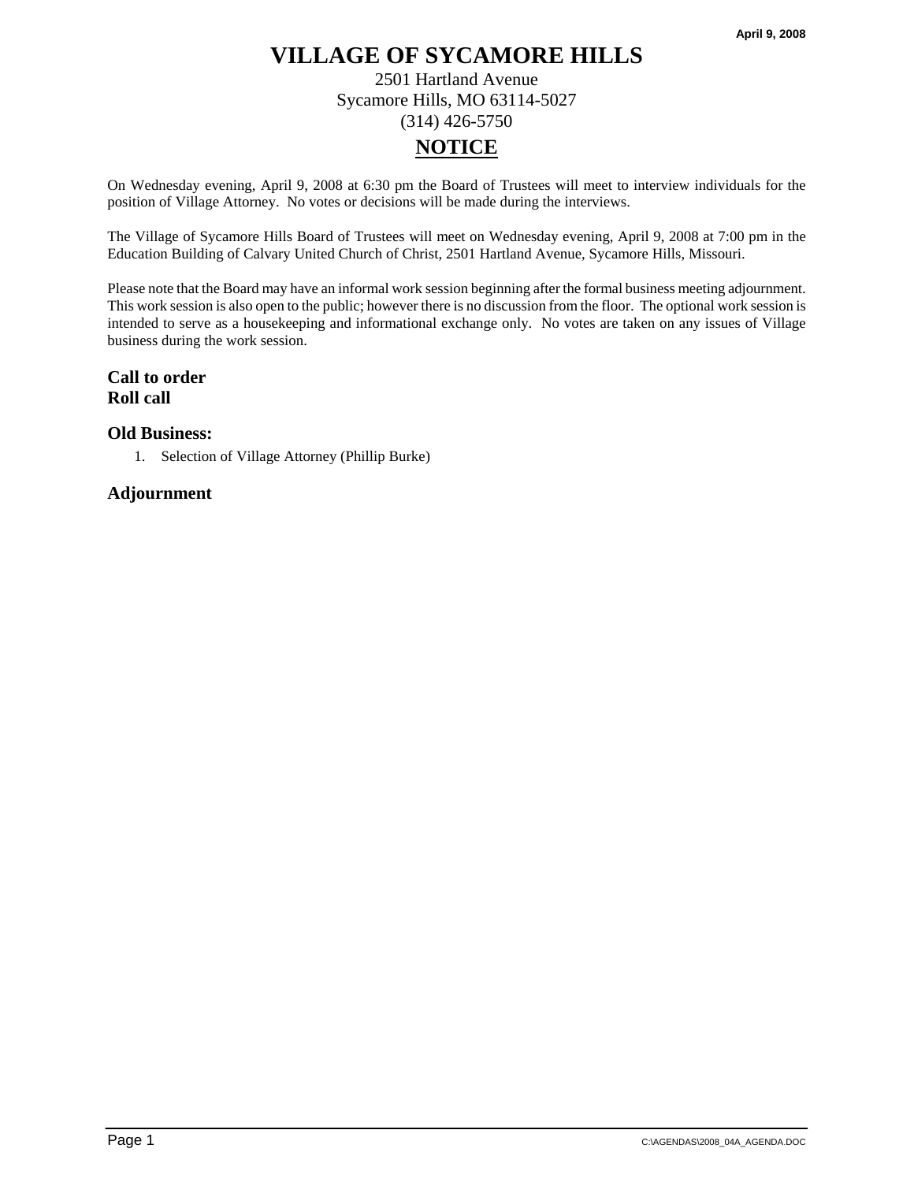April 9, 2008

# VILLAGE OF SYCAMORE HILLS

2501 Hartland Avenue
Sycamore Hills, MO 63114-5027
(314) 426-5750

## NOTICE

On Wednesday evening, April 9, 2008 at 6:30 pm the Board of Trustees will meet to interview individuals for the position of Village Attorney. No votes or decisions will be made during the interviews.

The Village of Sycamore Hills Board of Trustees will meet on Wednesday evening, April 9, 2008 at 7:00 pm in the Education Building of Calvary United Church of Christ, 2501 Hartland Avenue, Sycamore Hills, Missouri.

Please note that the Board may have an informal work session beginning after the formal business meeting adjournment. This work session is also open to the public; however there is no discussion from the floor. The optional work session is intended to serve as a housekeeping and informational exchange only. No votes are taken on any issues of Village business during the work session.

### Call to order
### Roll call

### Old Business:

1. Selection of Village Attorney (Phillip Burke)

### Adjournment

C:\AGENDAS\2008_04A_AGENDA.DOC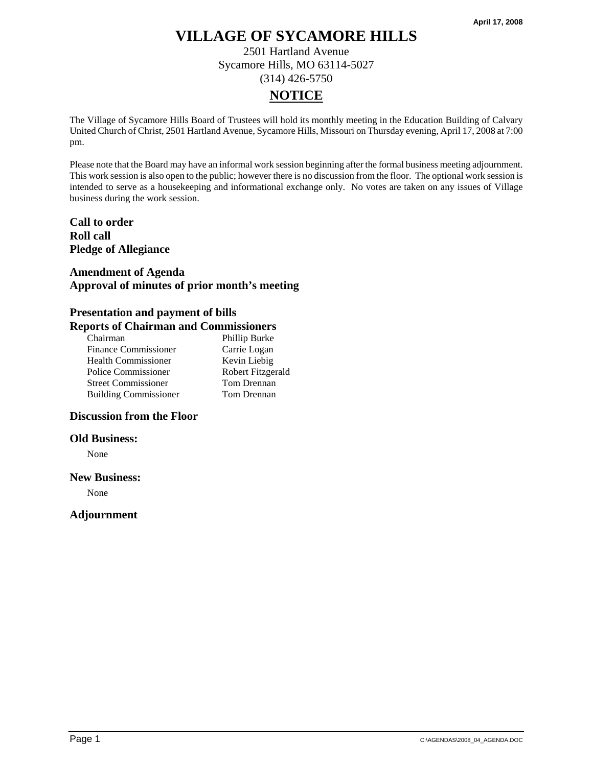April 17, 2008

# VILLAGE OF SYCAMORE HILLS

2501 Hartland Avenue
Sycamore Hills, MO 63114-5027
(314) 426-5750

## NOTICE

The Village of Sycamore Hills Board of Trustees will hold its monthly meeting in the Education Building of Calvary United Church of Christ, 2501 Hartland Avenue, Sycamore Hills, Missouri on Thursday evening, April 17, 2008 at 7:00 pm.

Please note that the Board may have an informal work session beginning after the formal business meeting adjournment. This work session is also open to the public; however there is no discussion from the floor. The optional work session is intended to serve as a housekeeping and informational exchange only. No votes are taken on any issues of Village business during the work session.

**Call to order**
**Roll call**
**Pledge of Allegiance**

**Amendment of Agenda**
**Approval of minutes of prior month's meeting**

**Presentation and payment of bills**
**Reports of Chairman and Commissioners**

| | |
|---|---|
| Chairman | Phillip Burke |
| Finance Commissioner | Carrie Logan |
| Health Commissioner | Kevin Liebig |
| Police Commissioner | Robert Fitzgerald |
| Street Commissioner | Tom Drennan |
| Building Commissioner | Tom Drennan |

**Discussion from the Floor**

**Old Business:**

None

**New Business:**

None

**Adjournment**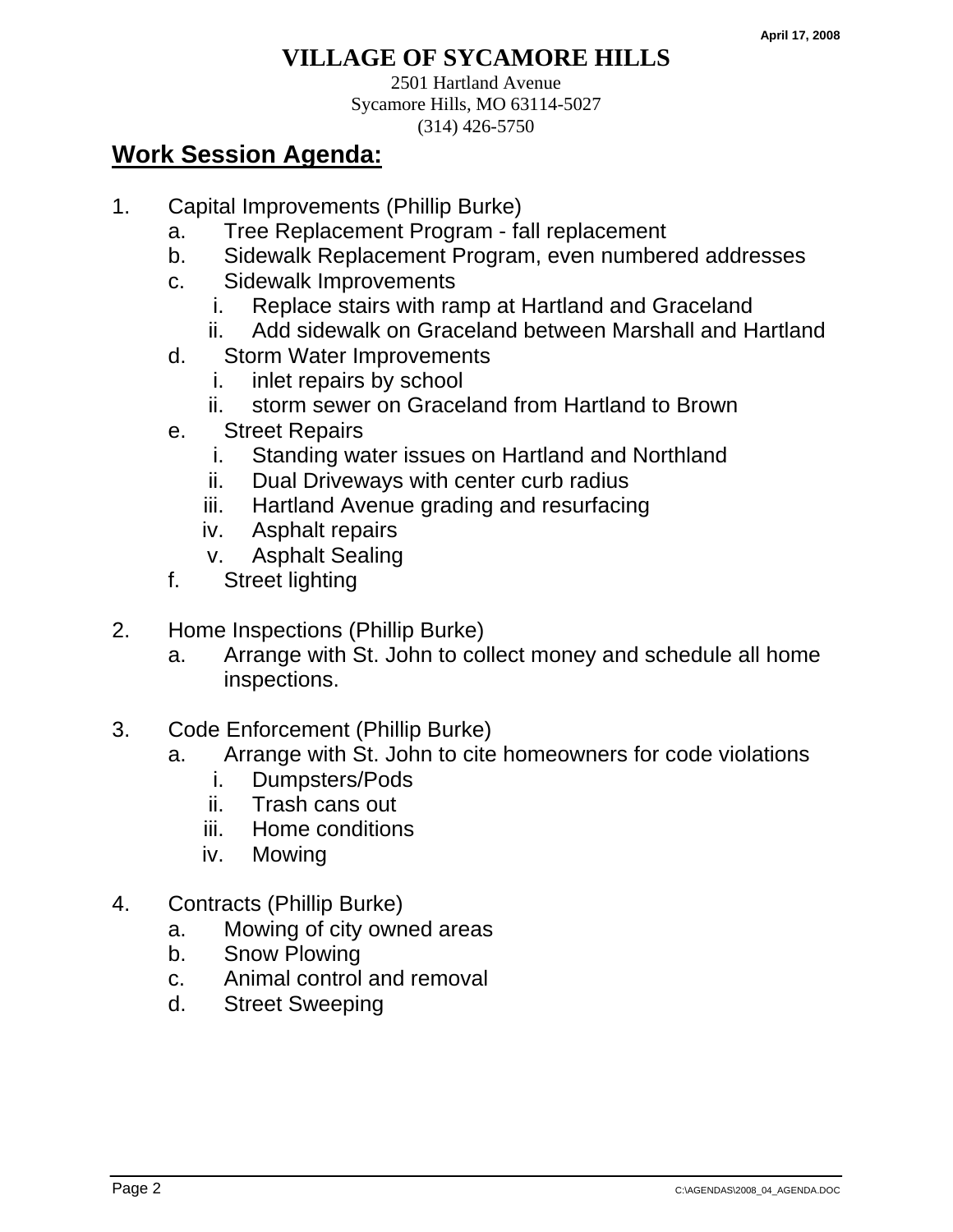April 17, 2008

# VILLAGE OF SYCAMORE HILLS

2501 Hartland Avenue
Sycamore Hills, MO 63114-5027
(314) 426-5750

## Work Session Agenda:

1. Capital Improvements (Phillip Burke)
   a. Tree Replacement Program - fall replacement
   b. Sidewalk Replacement Program, even numbered addresses
   c. Sidewalk Improvements
      i. Replace stairs with ramp at Hartland and Graceland
      ii. Add sidewalk on Graceland between Marshall and Hartland
   d. Storm Water Improvements
      i. inlet repairs by school
      ii. storm sewer on Graceland from Hartland to Brown
   e. Street Repairs
      i. Standing water issues on Hartland and Northland
      ii. Dual Driveways with center curb radius
      iii. Hartland Avenue grading and resurfacing
      iv. Asphalt repairs
      v. Asphalt Sealing
   f. Street lighting

2. Home Inspections (Phillip Burke)
   a. Arrange with St. John to collect money and schedule all home inspections.

3. Code Enforcement (Phillip Burke)
   a. Arrange with St. John to cite homeowners for code violations
      i. Dumpsters/Pods
      ii. Trash cans out
      iii. Home conditions
      iv. Mowing

4. Contracts (Phillip Burke)
   a. Mowing of city owned areas
   b. Snow Plowing
   c. Animal control and removal
   d. Street Sweeping

C:\AGENDAS\2008_04_AGENDA.DOC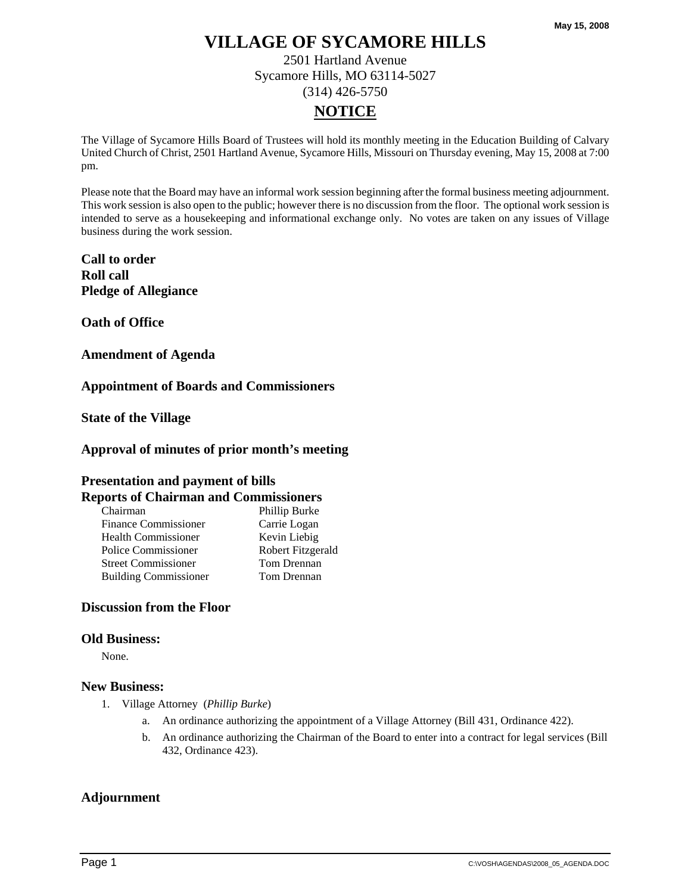May 15, 2008

# VILLAGE OF SYCAMORE HILLS

2501 Hartland Avenue
Sycamore Hills, MO 63114-5027
(314) 426-5750

## NOTICE

The Village of Sycamore Hills Board of Trustees will hold its monthly meeting in the Education Building of Calvary United Church of Christ, 2501 Hartland Avenue, Sycamore Hills, Missouri on Thursday evening, May 15, 2008 at 7:00 pm.

Please note that the Board may have an informal work session beginning after the formal business meeting adjournment. This work session is also open to the public; however there is no discussion from the floor. The optional work session is intended to serve as a housekeeping and informational exchange only. No votes are taken on any issues of Village business during the work session.

**Call to order**
**Roll call**
**Pledge of Allegiance**

**Oath of Office**

**Amendment of Agenda**

**Appointment of Boards and Commissioners**

**State of the Village**

**Approval of minutes of prior month's meeting**

**Presentation and payment of bills**
**Reports of Chairman and Commissioners**

| | |
|---|---|
| Chairman | Phillip Burke |
| Finance Commissioner | Carrie Logan |
| Health Commissioner | Kevin Liebig |
| Police Commissioner | Robert Fitzgerald |
| Street Commissioner | Tom Drennan |
| Building Commissioner | Tom Drennan |

**Discussion from the Floor**

**Old Business:**

None.

**New Business:**

1. Village Attorney (*Phillip Burke*)
   a. An ordinance authorizing the appointment of a Village Attorney (Bill 431, Ordinance 422).
   b. An ordinance authorizing the Chairman of the Board to enter into a contract for legal services (Bill 432, Ordinance 423).

**Adjournment**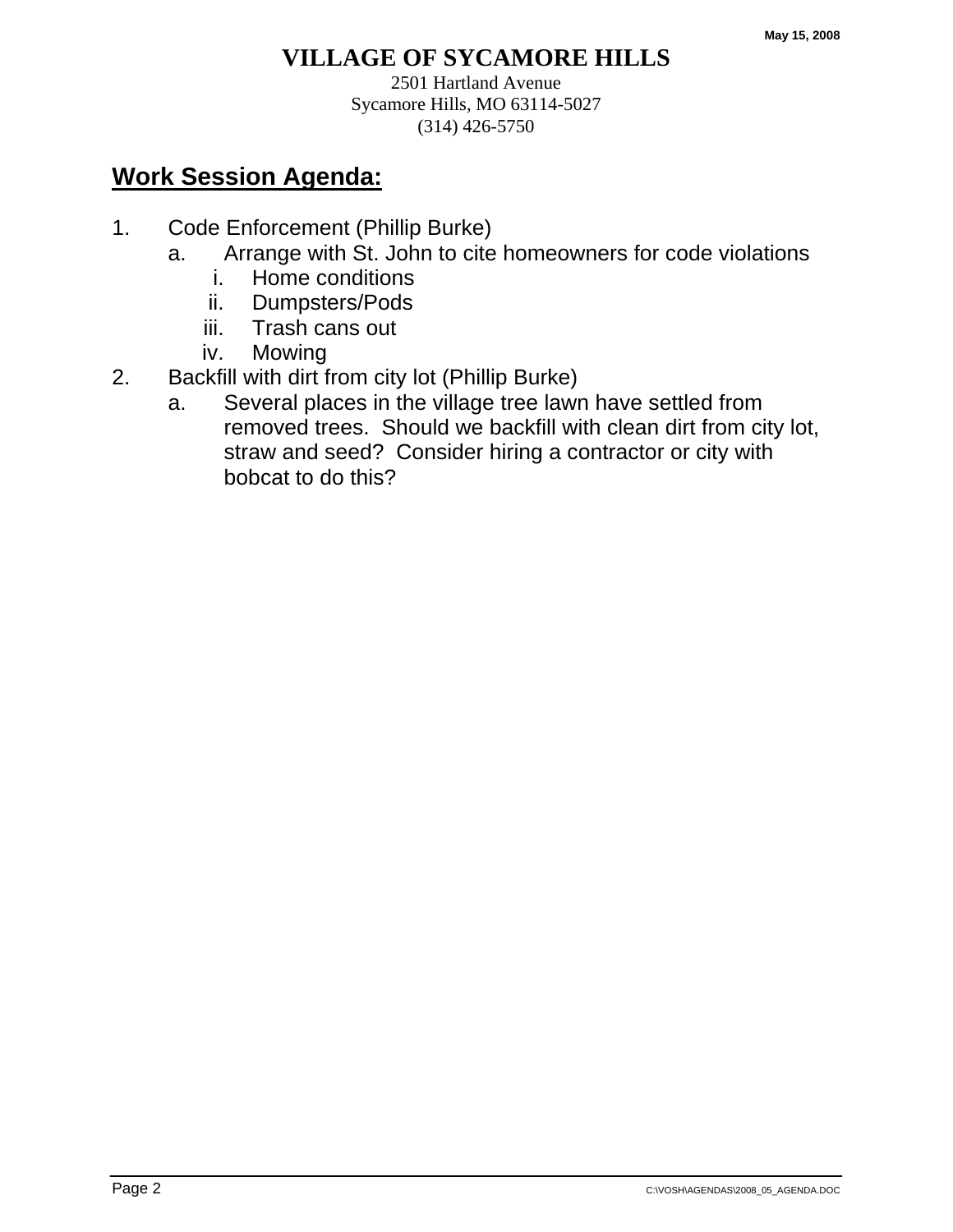May 15, 2008

# VILLAGE OF SYCAMORE HILLS

2501 Hartland Avenue
Sycamore Hills, MO 63114-5027
(314) 426-5750

## Work Session Agenda:

1. Code Enforcement (Phillip Burke)
   a. Arrange with St. John to cite homeowners for code violations
      i. Home conditions
      ii. Dumpsters/Pods
      iii. Trash cans out
      iv. Mowing
2. Backfill with dirt from city lot (Phillip Burke)
   a. Several places in the village tree lawn have settled from removed trees. Should we backfill with clean dirt from city lot, straw and seed? Consider hiring a contractor or city with bobcat to do this?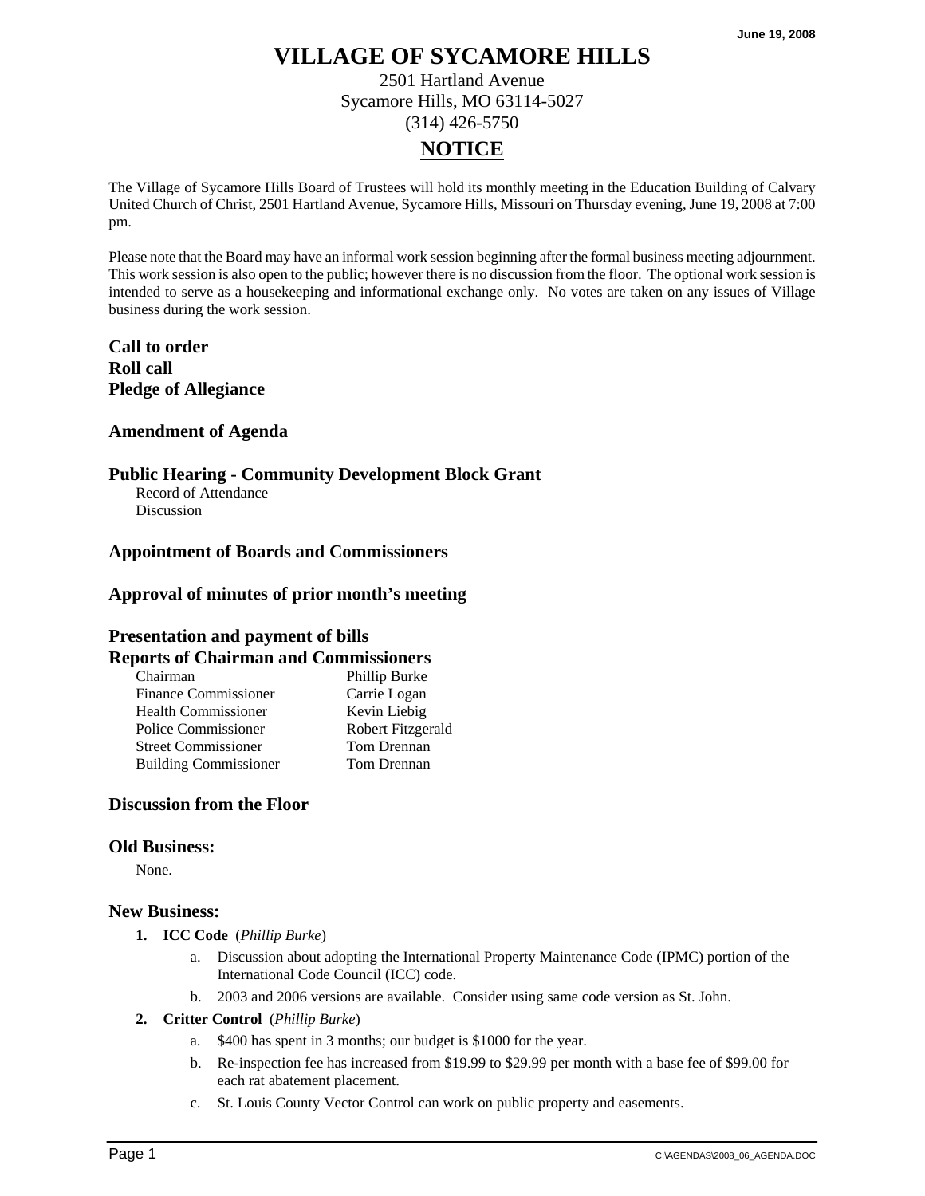June 19, 2008

# VILLAGE OF SYCAMORE HILLS

2501 Hartland Avenue
Sycamore Hills, MO 63114-5027
(314) 426-5750

## NOTICE

The Village of Sycamore Hills Board of Trustees will hold its monthly meeting in the Education Building of Calvary United Church of Christ, 2501 Hartland Avenue, Sycamore Hills, Missouri on Thursday evening, June 19, 2008 at 7:00 pm.

Please note that the Board may have an informal work session beginning after the formal business meeting adjournment. This work session is also open to the public; however there is no discussion from the floor. The optional work session is intended to serve as a housekeeping and informational exchange only. No votes are taken on any issues of Village business during the work session.

**Call to order**
**Roll call**
**Pledge of Allegiance**

### Amendment of Agenda

### Public Hearing - Community Development Block Grant

Record of Attendance
Discussion

### Appointment of Boards and Commissioners

### Approval of minutes of prior month's meeting

### Presentation and payment of bills

### Reports of Chairman and Commissioners

| | |
|---|---|
| Chairman | Phillip Burke |
| Finance Commissioner | Carrie Logan |
| Health Commissioner | Kevin Liebig |
| Police Commissioner | Robert Fitzgerald |
| Street Commissioner | Tom Drennan |
| Building Commissioner | Tom Drennan |

### Discussion from the Floor

### Old Business:

None.

### New Business:

1. **ICC Code** (*Phillip Burke*)
   a. Discussion about adopting the International Property Maintenance Code (IPMC) portion of the International Code Council (ICC) code.
   b. 2003 and 2006 versions are available. Consider using same code version as St. John.
2. **Critter Control** (*Phillip Burke*)
   a. $400 has spent in 3 months; our budget is $1000 for the year.
   b. Re-inspection fee has increased from $19.99 to $29.99 per month with a base fee of $99.00 for each rat abatement placement.
   c. St. Louis County Vector Control can work on public property and easements.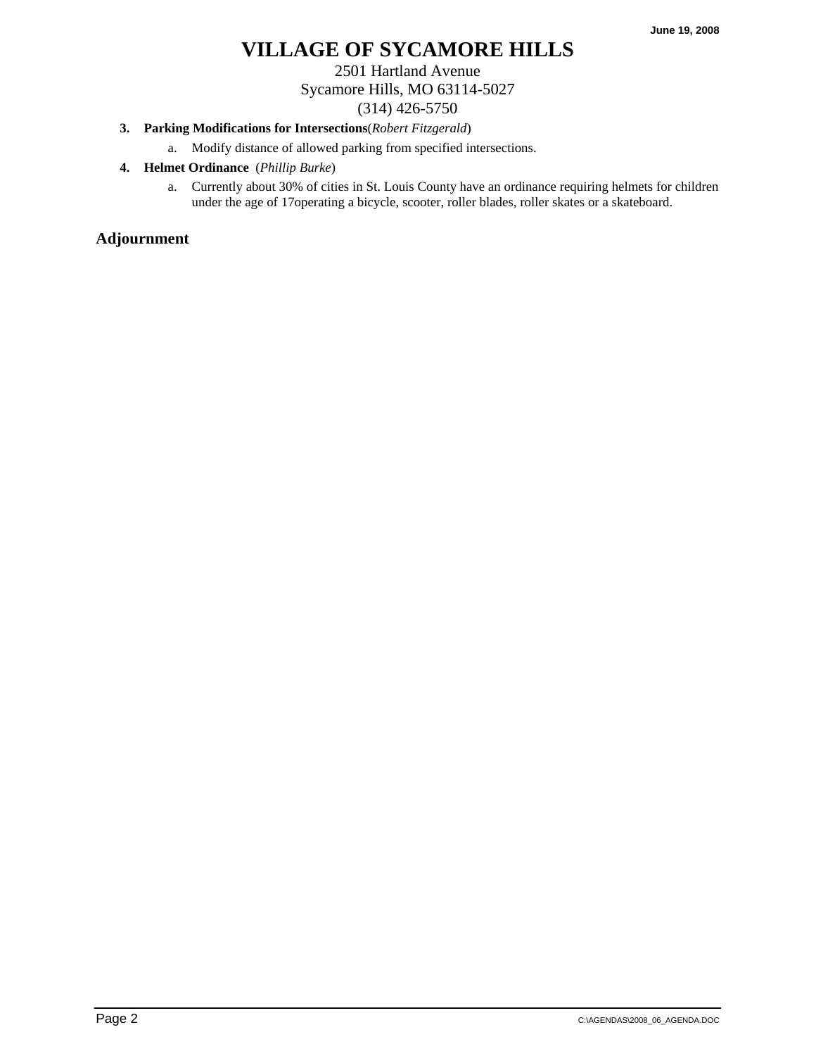# VILLAGE OF SYCAMORE HILLS

2501 Hartland Avenue
Sycamore Hills, MO 63114-5027
(314) 426-5750

3. **Parking Modifications for Intersections**(*Robert Fitzgerald*)
   a. Modify distance of allowed parking from specified intersections.
4. **Helmet Ordinance** (*Phillip Burke*)
   a. Currently about 30% of cities in St. Louis County have an ordinance requiring helmets for children under the age of 17operating a bicycle, scooter, roller blades, roller skates or a skateboard.

## Adjournment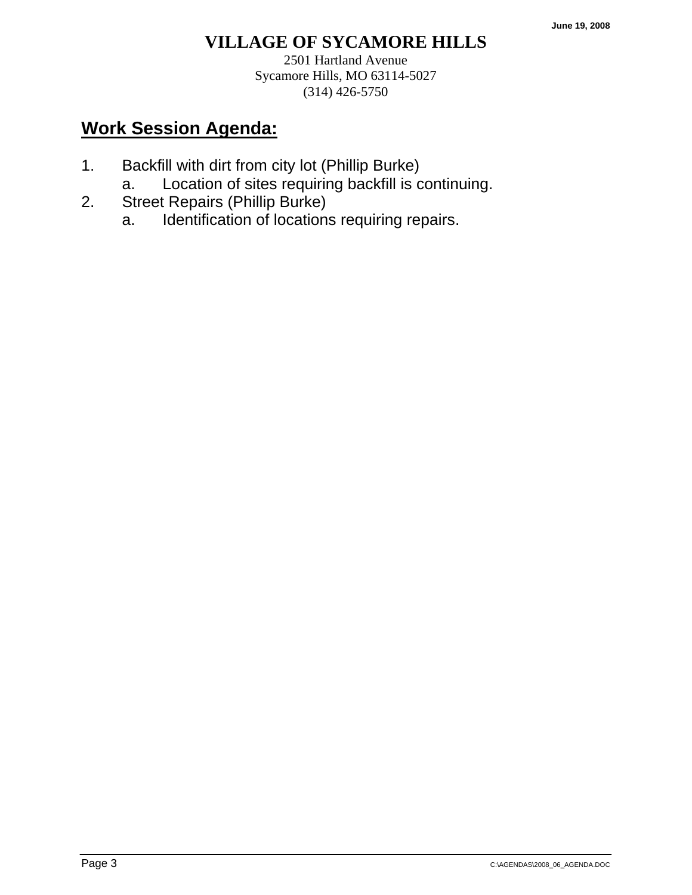June 19, 2008

# VILLAGE OF SYCAMORE HILLS

2501 Hartland Avenue
Sycamore Hills, MO 63114-5027
(314) 426-5750

## Work Session Agenda:

1. Backfill with dirt from city lot (Phillip Burke)
   a. Location of sites requiring backfill is continuing.
2. Street Repairs (Phillip Burke)
   a. Identification of locations requiring repairs.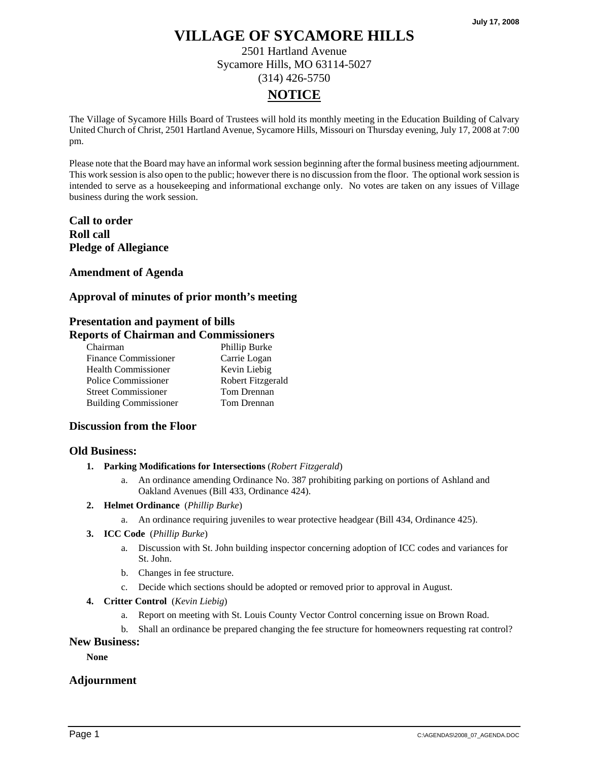July 17, 2008

# VILLAGE OF SYCAMORE HILLS

2501 Hartland Avenue
Sycamore Hills, MO 63114-5027
(314) 426-5750

## NOTICE

The Village of Sycamore Hills Board of Trustees will hold its monthly meeting in the Education Building of Calvary United Church of Christ, 2501 Hartland Avenue, Sycamore Hills, Missouri on Thursday evening, July 17, 2008 at 7:00 pm.

Please note that the Board may have an informal work session beginning after the formal business meeting adjournment. This work session is also open to the public; however there is no discussion from the floor. The optional work session is intended to serve as a housekeeping and informational exchange only. No votes are taken on any issues of Village business during the work session.

**Call to order**
**Roll call**
**Pledge of Allegiance**

### Amendment of Agenda

### Approval of minutes of prior month's meeting

### Presentation and payment of bills
### Reports of Chairman and Commissioners

| | |
|---|---|
| Chairman | Phillip Burke |
| Finance Commissioner | Carrie Logan |
| Health Commissioner | Kevin Liebig |
| Police Commissioner | Robert Fitzgerald |
| Street Commissioner | Tom Drennan |
| Building Commissioner | Tom Drennan |

### Discussion from the Floor

### Old Business:

1. **Parking Modifications for Intersections** (*Robert Fitzgerald*)
   a. An ordinance amending Ordinance No. 387 prohibiting parking on portions of Ashland and Oakland Avenues (Bill 433, Ordinance 424).
2. **Helmet Ordinance** (*Phillip Burke*)
   a. An ordinance requiring juveniles to wear protective headgear (Bill 434, Ordinance 425).
3. **ICC Code** (*Phillip Burke*)
   a. Discussion with St. John building inspector concerning adoption of ICC codes and variances for St. John.
   b. Changes in fee structure.
   c. Decide which sections should be adopted or removed prior to approval in August.
4. **Critter Control** (*Kevin Liebig*)
   a. Report on meeting with St. Louis County Vector Control concerning issue on Brown Road.
   b. Shall an ordinance be prepared changing the fee structure for homeowners requesting rat control?

### New Business:

**None**

### Adjournment

C:\AGENDAS\2008_07_AGENDA.DOC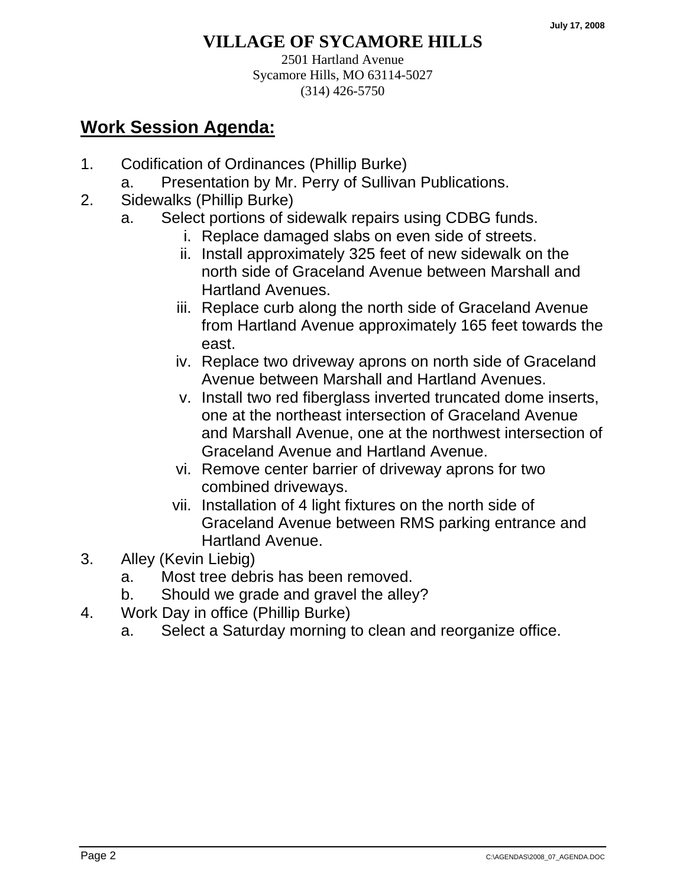# VILLAGE OF SYCAMORE HILLS

2501 Hartland Avenue
Sycamore Hills, MO 63114-5027
(314) 426-5750

## Work Session Agenda:

1. Codification of Ordinances (Phillip Burke)
   a. Presentation by Mr. Perry of Sullivan Publications.
2. Sidewalks (Phillip Burke)
   a. Select portions of sidewalk repairs using CDBG funds.
      i. Replace damaged slabs on even side of streets.
      ii. Install approximately 325 feet of new sidewalk on the north side of Graceland Avenue between Marshall and Hartland Avenues.
      iii. Replace curb along the north side of Graceland Avenue from Hartland Avenue approximately 165 feet towards the east.
      iv. Replace two driveway aprons on north side of Graceland Avenue between Marshall and Hartland Avenues.
      v. Install two red fiberglass inverted truncated dome inserts, one at the northeast intersection of Graceland Avenue and Marshall Avenue, one at the northwest intersection of Graceland Avenue and Hartland Avenue.
      vi. Remove center barrier of driveway aprons for two combined driveways.
      vii. Installation of 4 light fixtures on the north side of Graceland Avenue between RMS parking entrance and Hartland Avenue.
3. Alley (Kevin Liebig)
   a. Most tree debris has been removed.
   b. Should we grade and gravel the alley?
4. Work Day in office (Phillip Burke)
   a. Select a Saturday morning to clean and reorganize office.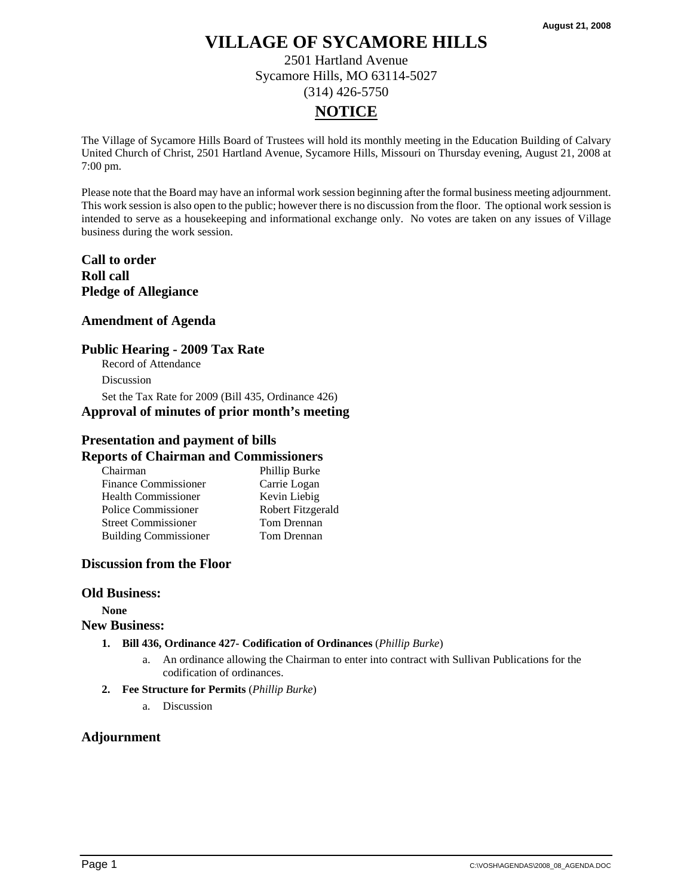August 21, 2008

# VILLAGE OF SYCAMORE HILLS

2501 Hartland Avenue
Sycamore Hills, MO 63114-5027
(314) 426-5750

## NOTICE

The Village of Sycamore Hills Board of Trustees will hold its monthly meeting in the Education Building of Calvary United Church of Christ, 2501 Hartland Avenue, Sycamore Hills, Missouri on Thursday evening, August 21, 2008 at 7:00 pm.

Please note that the Board may have an informal work session beginning after the formal business meeting adjournment. This work session is also open to the public; however there is no discussion from the floor. The optional work session is intended to serve as a housekeeping and informational exchange only. No votes are taken on any issues of Village business during the work session.

### Call to order
### Roll call
### Pledge of Allegiance

### Amendment of Agenda

### Public Hearing - 2009 Tax Rate

Record of Attendance

Discussion

Set the Tax Rate for 2009 (Bill 435, Ordinance 426)

### Approval of minutes of prior month's meeting

### Presentation and payment of bills

### Reports of Chairman and Commissioners

| | |
|---|---|
| Chairman | Phillip Burke |
| Finance Commissioner | Carrie Logan |
| Health Commissioner | Kevin Liebig |
| Police Commissioner | Robert Fitzgerald |
| Street Commissioner | Tom Drennan |
| Building Commissioner | Tom Drennan |

### Discussion from the Floor

### Old Business:

**None**

### New Business:

1. **Bill 436, Ordinance 427- Codification of Ordinances** (*Phillip Burke*)
   a. An ordinance allowing the Chairman to enter into contract with Sullivan Publications for the codification of ordinances.
2. **Fee Structure for Permits** (*Phillip Burke*)
   a. Discussion

### Adjournment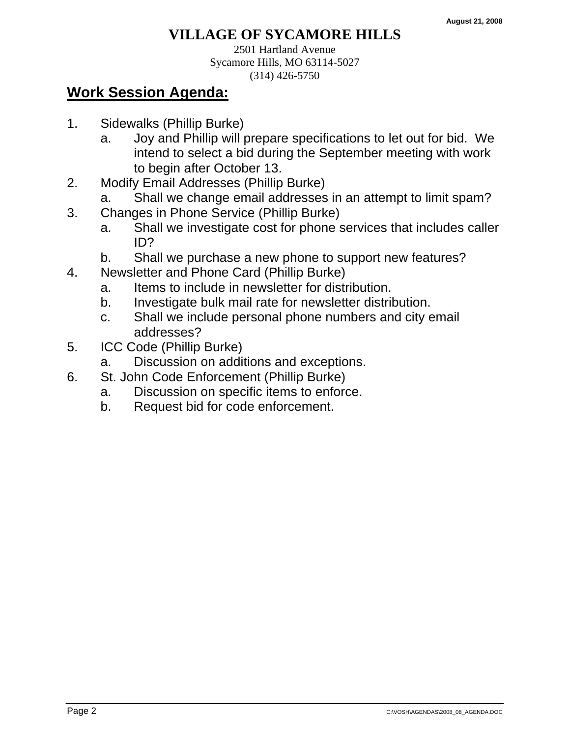August 21, 2008

# VILLAGE OF SYCAMORE HILLS

2501 Hartland Avenue
Sycamore Hills, MO 63114-5027
(314) 426-5750

## Work Session Agenda:

1. Sidewalks (Phillip Burke)
   a. Joy and Phillip will prepare specifications to let out for bid. We intend to select a bid during the September meeting with work to begin after October 13.
2. Modify Email Addresses (Phillip Burke)
   a. Shall we change email addresses in an attempt to limit spam?
3. Changes in Phone Service (Phillip Burke)
   a. Shall we investigate cost for phone services that includes caller ID?
   b. Shall we purchase a new phone to support new features?
4. Newsletter and Phone Card (Phillip Burke)
   a. Items to include in newsletter for distribution.
   b. Investigate bulk mail rate for newsletter distribution.
   c. Shall we include personal phone numbers and city email addresses?
5. ICC Code (Phillip Burke)
   a. Discussion on additions and exceptions.
6. St. John Code Enforcement (Phillip Burke)
   a. Discussion on specific items to enforce.
   b. Request bid for code enforcement.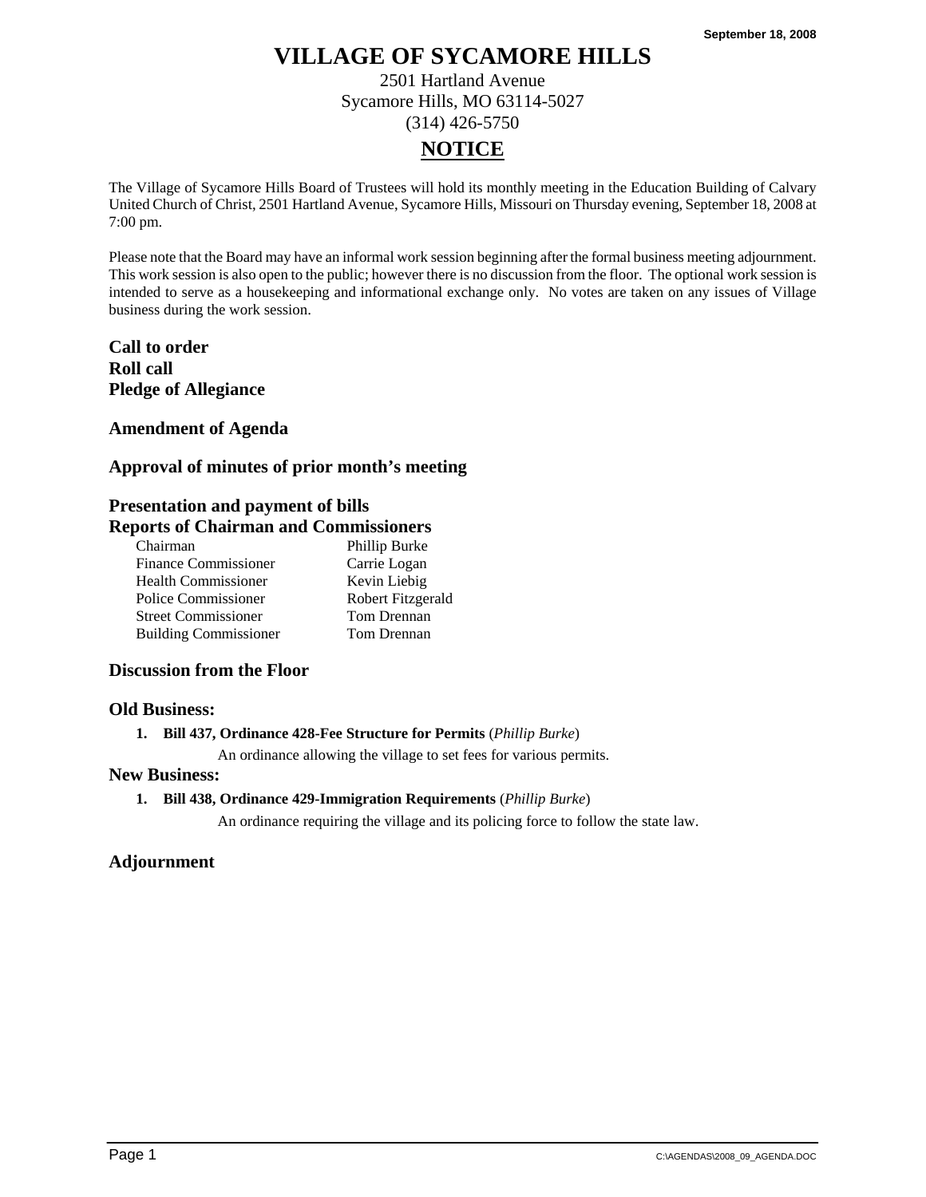September 18, 2008

# VILLAGE OF SYCAMORE HILLS

2501 Hartland Avenue
Sycamore Hills, MO 63114-5027
(314) 426-5750

## NOTICE

The Village of Sycamore Hills Board of Trustees will hold its monthly meeting in the Education Building of Calvary United Church of Christ, 2501 Hartland Avenue, Sycamore Hills, Missouri on Thursday evening, September 18, 2008 at 7:00 pm.

Please note that the Board may have an informal work session beginning after the formal business meeting adjournment. This work session is also open to the public; however there is no discussion from the floor. The optional work session is intended to serve as a housekeeping and informational exchange only. No votes are taken on any issues of Village business during the work session.

**Call to order**
**Roll call**
**Pledge of Allegiance**

**Amendment of Agenda**

**Approval of minutes of prior month's meeting**

**Presentation and payment of bills**
**Reports of Chairman and Commissioners**

| | |
|---|---|
| Chairman | Phillip Burke |
| Finance Commissioner | Carrie Logan |
| Health Commissioner | Kevin Liebig |
| Police Commissioner | Robert Fitzgerald |
| Street Commissioner | Tom Drennan |
| Building Commissioner | Tom Drennan |

**Discussion from the Floor**

**Old Business:**

1. **Bill 437, Ordinance 428-Fee Structure for Permits** (*Phillip Burke*)
   An ordinance allowing the village to set fees for various permits.

**New Business:**

1. **Bill 438, Ordinance 429-Immigration Requirements** (*Phillip Burke*)
   An ordinance requiring the village and its policing force to follow the state law.

**Adjournment**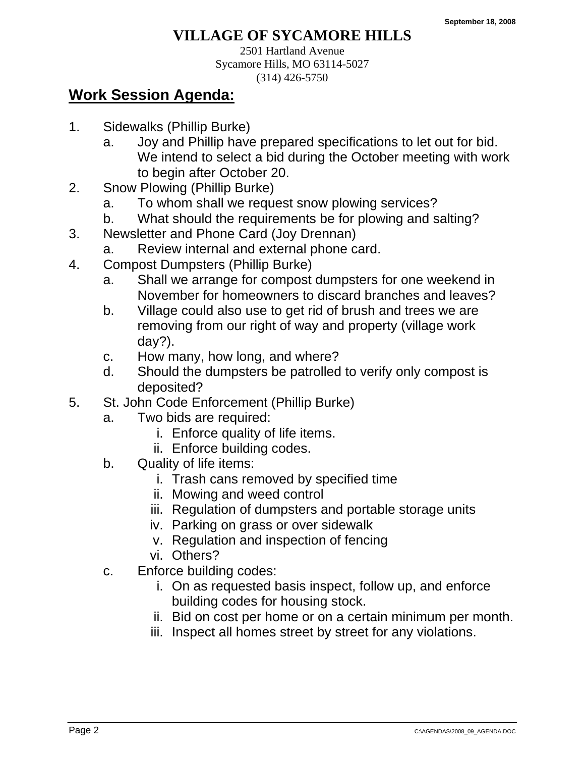# VILLAGE OF SYCAMORE HILLS

2501 Hartland Avenue
Sycamore Hills, MO 63114-5027
(314) 426-5750

## Work Session Agenda:

1. Sidewalks (Phillip Burke)
   a. Joy and Phillip have prepared specifications to let out for bid. We intend to select a bid during the October meeting with work to begin after October 20.
2. Snow Plowing (Phillip Burke)
   a. To whom shall we request snow plowing services?
   b. What should the requirements be for plowing and salting?
3. Newsletter and Phone Card (Joy Drennan)
   a. Review internal and external phone card.
4. Compost Dumpsters (Phillip Burke)
   a. Shall we arrange for compost dumpsters for one weekend in November for homeowners to discard branches and leaves?
   b. Village could also use to get rid of brush and trees we are removing from our right of way and property (village work day?).
   c. How many, how long, and where?
   d. Should the dumpsters be patrolled to verify only compost is deposited?
5. St. John Code Enforcement (Phillip Burke)
   a. Two bids are required:
      i. Enforce quality of life items.
      ii. Enforce building codes.
   b. Quality of life items:
      i. Trash cans removed by specified time
      ii. Mowing and weed control
      iii. Regulation of dumpsters and portable storage units
      iv. Parking on grass or over sidewalk
      v. Regulation and inspection of fencing
      vi. Others?
   c. Enforce building codes:
      i. On as requested basis inspect, follow up, and enforce building codes for housing stock.
      ii. Bid on cost per home or on a certain minimum per month.
      iii. Inspect all homes street by street for any violations.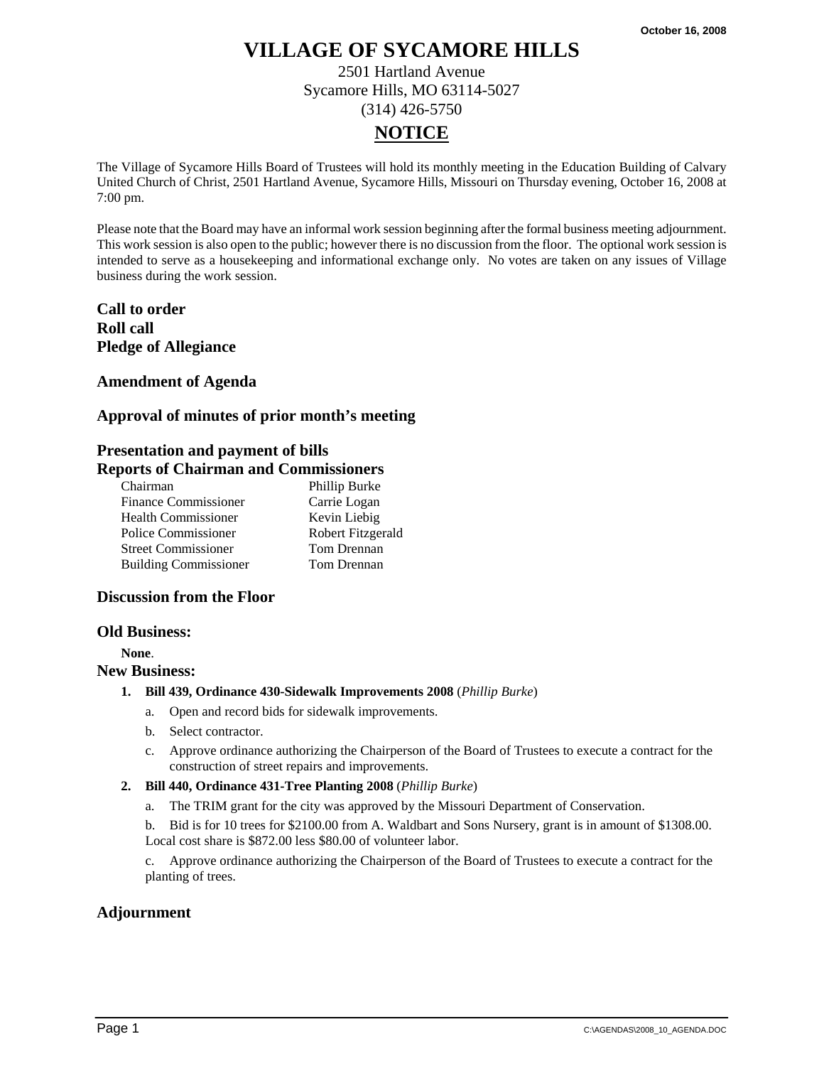October 16, 2008

# VILLAGE OF SYCAMORE HILLS

2501 Hartland Avenue
Sycamore Hills, MO 63114-5027
(314) 426-5750

## NOTICE

The Village of Sycamore Hills Board of Trustees will hold its monthly meeting in the Education Building of Calvary United Church of Christ, 2501 Hartland Avenue, Sycamore Hills, Missouri on Thursday evening, October 16, 2008 at 7:00 pm.

Please note that the Board may have an informal work session beginning after the formal business meeting adjournment. This work session is also open to the public; however there is no discussion from the floor. The optional work session is intended to serve as a housekeeping and informational exchange only. No votes are taken on any issues of Village business during the work session.

**Call to order**
**Roll call**
**Pledge of Allegiance**

### Amendment of Agenda

### Approval of minutes of prior month's meeting

### Presentation and payment of bills

### Reports of Chairman and Commissioners

| | |
|---|---|
| Chairman | Phillip Burke |
| Finance Commissioner | Carrie Logan |
| Health Commissioner | Kevin Liebig |
| Police Commissioner | Robert Fitzgerald |
| Street Commissioner | Tom Drennan |
| Building Commissioner | Tom Drennan |

### Discussion from the Floor

### Old Business:

**None**.

### New Business:

1. **Bill 439, Ordinance 430-Sidewalk Improvements 2008** (*Phillip Burke*)
   a. Open and record bids for sidewalk improvements.
   b. Select contractor.
   c. Approve ordinance authorizing the Chairperson of the Board of Trustees to execute a contract for the construction of street repairs and improvements.
2. **Bill 440, Ordinance 431-Tree Planting 2008** (*Phillip Burke*)
   a. The TRIM grant for the city was approved by the Missouri Department of Conservation.
   b. Bid is for 10 trees for $2100.00 from A. Waldbart and Sons Nursery, grant is in amount of $1308.00. Local cost share is $872.00 less $80.00 of volunteer labor.
   c. Approve ordinance authorizing the Chairperson of the Board of Trustees to execute a contract for the planting of trees.

### Adjournment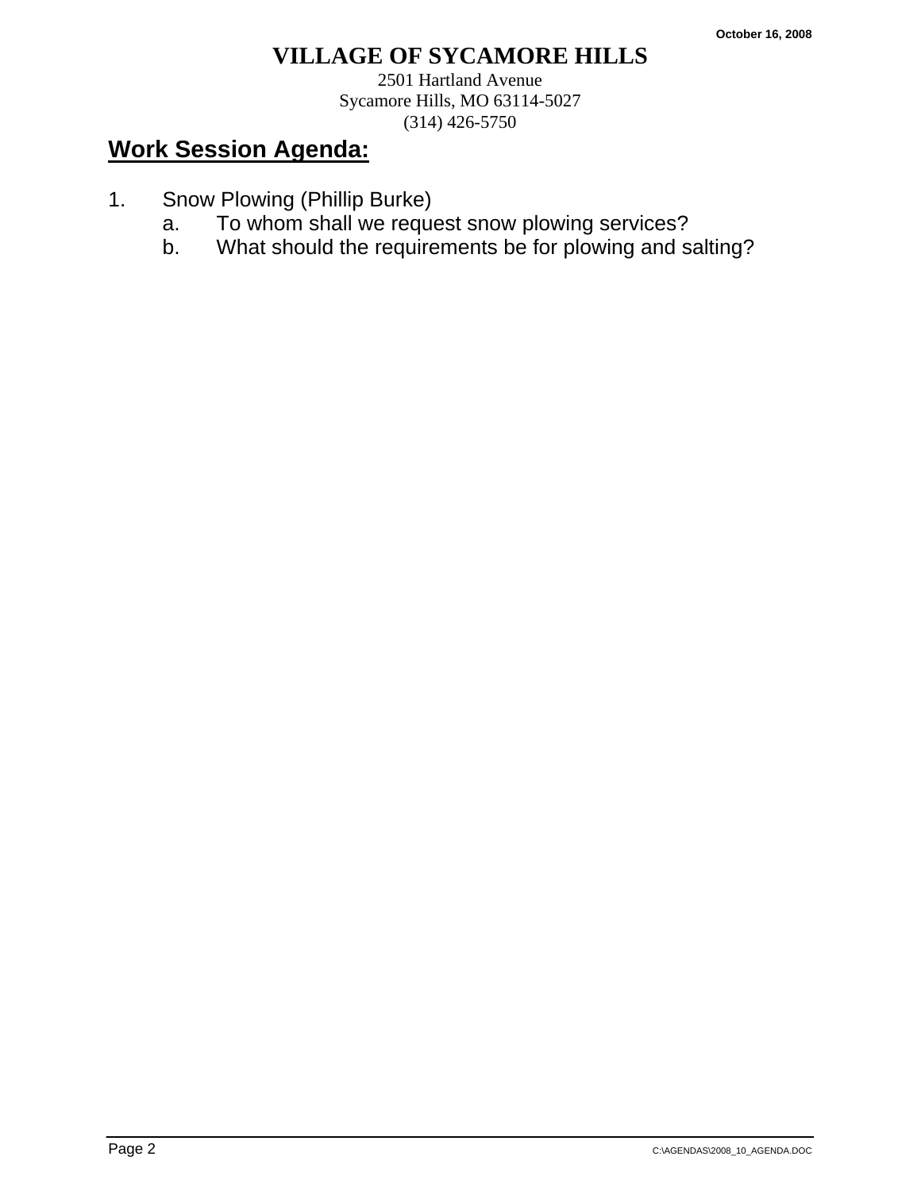October 16, 2008

# VILLAGE OF SYCAMORE HILLS

2501 Hartland Avenue
Sycamore Hills, MO 63114-5027
(314) 426-5750

## Work Session Agenda:

1. Snow Plowing (Phillip Burke)
   a. To whom shall we request snow plowing services?
   b. What should the requirements be for plowing and salting?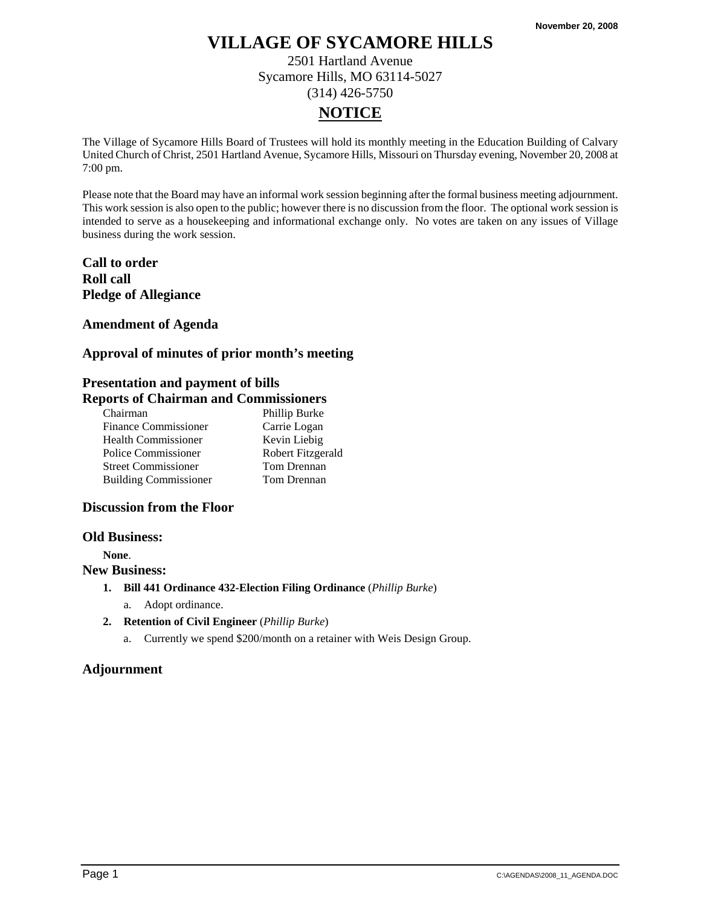November 20, 2008

# VILLAGE OF SYCAMORE HILLS

2501 Hartland Avenue
Sycamore Hills, MO 63114-5027
(314) 426-5750

## NOTICE

The Village of Sycamore Hills Board of Trustees will hold its monthly meeting in the Education Building of Calvary United Church of Christ, 2501 Hartland Avenue, Sycamore Hills, Missouri on Thursday evening, November 20, 2008 at 7:00 pm.

Please note that the Board may have an informal work session beginning after the formal business meeting adjournment. This work session is also open to the public; however there is no discussion from the floor. The optional work session is intended to serve as a housekeeping and informational exchange only. No votes are taken on any issues of Village business during the work session.

**Call to order**
**Roll call**
**Pledge of Allegiance**

### Amendment of Agenda

### Approval of minutes of prior month's meeting

### Presentation and payment of bills
### Reports of Chairman and Commissioners

| | |
|---|---|
| Chairman | Phillip Burke |
| Finance Commissioner | Carrie Logan |
| Health Commissioner | Kevin Liebig |
| Police Commissioner | Robert Fitzgerald |
| Street Commissioner | Tom Drennan |
| Building Commissioner | Tom Drennan |

### Discussion from the Floor

### Old Business:

**None**.

### New Business:

1. **Bill 441 Ordinance 432-Election Filing Ordinance** (*Phillip Burke*)
   a. Adopt ordinance.
2. **Retention of Civil Engineer** (*Phillip Burke*)
   a. Currently we spend $200/month on a retainer with Weis Design Group.

### Adjournment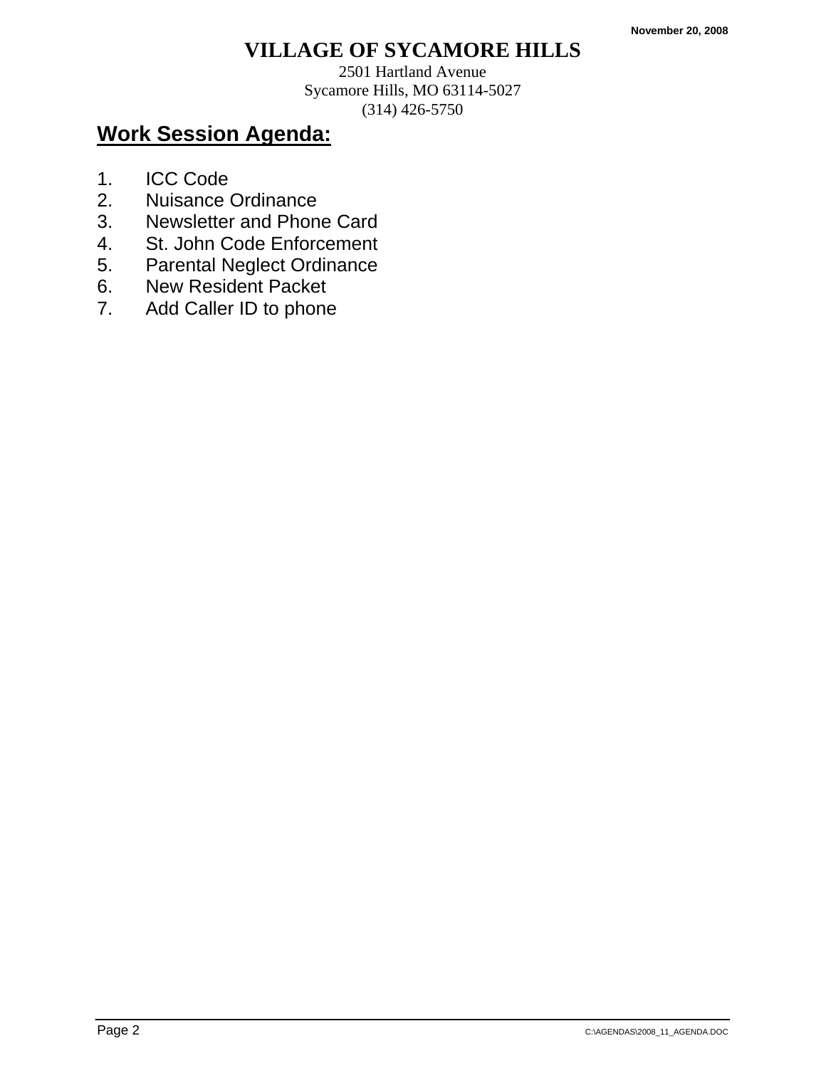November 20, 2008

# VILLAGE OF SYCAMORE HILLS

2501 Hartland Avenue
Sycamore Hills, MO 63114-5027
(314) 426-5750

## Work Session Agenda:

1. ICC Code
2. Nuisance Ordinance
3. Newsletter and Phone Card
4. St. John Code Enforcement
5. Parental Neglect Ordinance
6. New Resident Packet
7. Add Caller ID to phone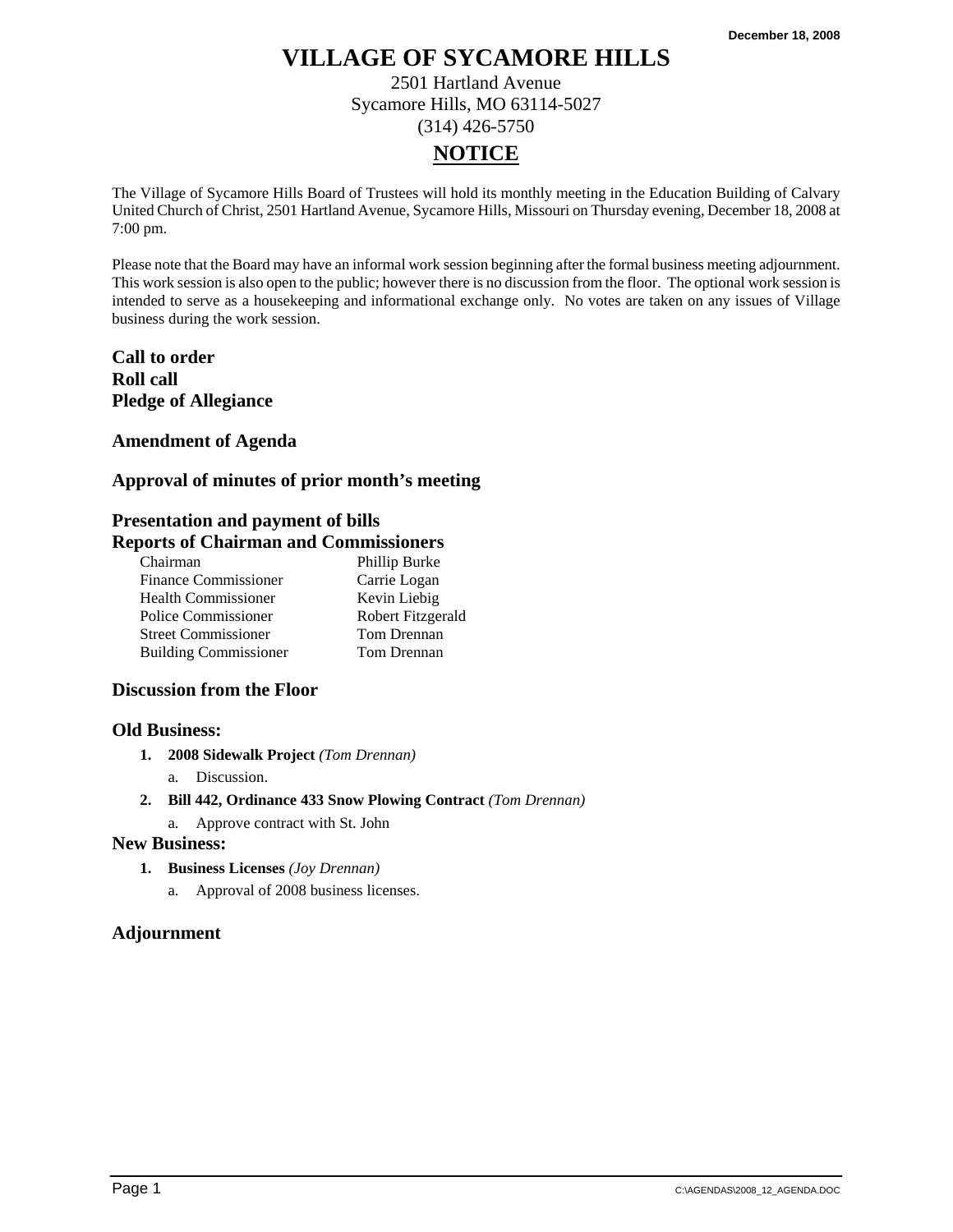December 18, 2008

# VILLAGE OF SYCAMORE HILLS

2501 Hartland Avenue
Sycamore Hills, MO 63114-5027
(314) 426-5750

## NOTICE

The Village of Sycamore Hills Board of Trustees will hold its monthly meeting in the Education Building of Calvary United Church of Christ, 2501 Hartland Avenue, Sycamore Hills, Missouri on Thursday evening, December 18, 2008 at 7:00 pm.

Please note that the Board may have an informal work session beginning after the formal business meeting adjournment. This work session is also open to the public; however there is no discussion from the floor. The optional work session is intended to serve as a housekeeping and informational exchange only. No votes are taken on any issues of Village business during the work session.

**Call to order**
**Roll call**
**Pledge of Allegiance**

### Amendment of Agenda

### Approval of minutes of prior month's meeting

### Presentation and payment of bills

### Reports of Chairman and Commissioners

| | |
|---|---|
| Chairman | Phillip Burke |
| Finance Commissioner | Carrie Logan |
| Health Commissioner | Kevin Liebig |
| Police Commissioner | Robert Fitzgerald |
| Street Commissioner | Tom Drennan |
| Building Commissioner | Tom Drennan |

### Discussion from the Floor

### Old Business:

1. **2008 Sidewalk Project** *(Tom Drennan)*
   a. Discussion.
2. **Bill 442, Ordinance 433 Snow Plowing Contract** *(Tom Drennan)*
   a. Approve contract with St. John

### New Business:

1. **Business Licenses** *(Joy Drennan)*
   a. Approval of 2008 business licenses.

### Adjournment

C:\AGENDAS\2008_12_AGENDA.DOC